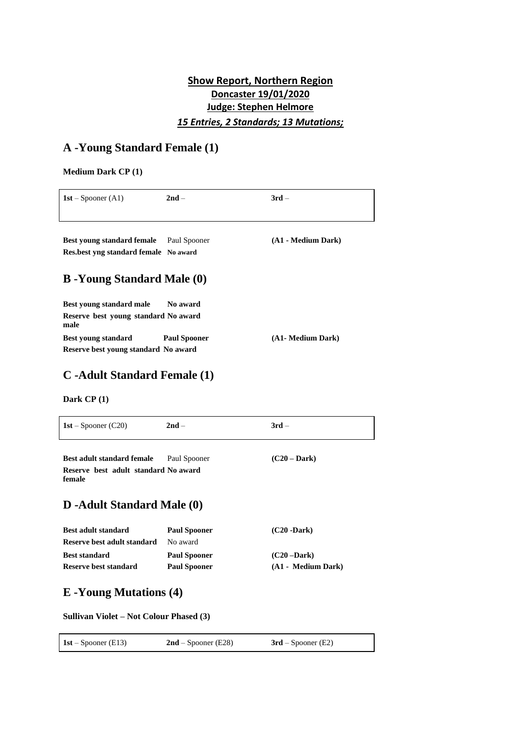**Show Report, Northern Region**

**Doncaster 19/01/2020**

**Judge: Stephen Helmore**

***15 Entries, 2 Standards; 13 Mutations;***

## A -Young Standard Female (1)

**Medium Dark CP (1)**

| **1st** – Spooner (A1) | **2nd** – | **3rd** – |
|---|---|---|

| | | |
|---|---|---|
| **Best young standard female** | Paul Spooner | **(A1 - Medium Dark)** |
| **Res.best yng standard female** | **No award** | |

## B -Young Standard Male (0)

| | | |
|---|---|---|
| **Best young standard male** | **No award** | |
| **Reserve best young standard male** | **No award** | |
| **Best young standard** | **Paul Spooner** | **(A1- Medium Dark)** |
| **Reserve best young standard** | **No award** | |

## C -Adult Standard Female (1)

**Dark CP (1)**

| **1st** – Spooner (C20) | **2nd** – | **3rd** – |
|---|---|---|

| | | |
|---|---|---|
| **Best adult standard female** | Paul Spooner | **(C20 – Dark)** |
| **Reserve best adult standard female** | **No award** | |

## D -Adult Standard Male (0)

| | | |
|---|---|---|
| **Best adult standard** | **Paul Spooner** | **(C20 -Dark)** |
| **Reserve best adult standard** | No award | |
| **Best standard** | **Paul Spooner** | **(C20 –Dark)** |
| **Reserve best standard** | **Paul Spooner** | **(A1 - Medium Dark)** |

## E -Young Mutations (4)

**Sullivan Violet – Not Colour Phased (3)**

| **1st** – Spooner (E13) | **2nd** – Spooner (E28) | **3rd** – Spooner (E2) |
|---|---|---|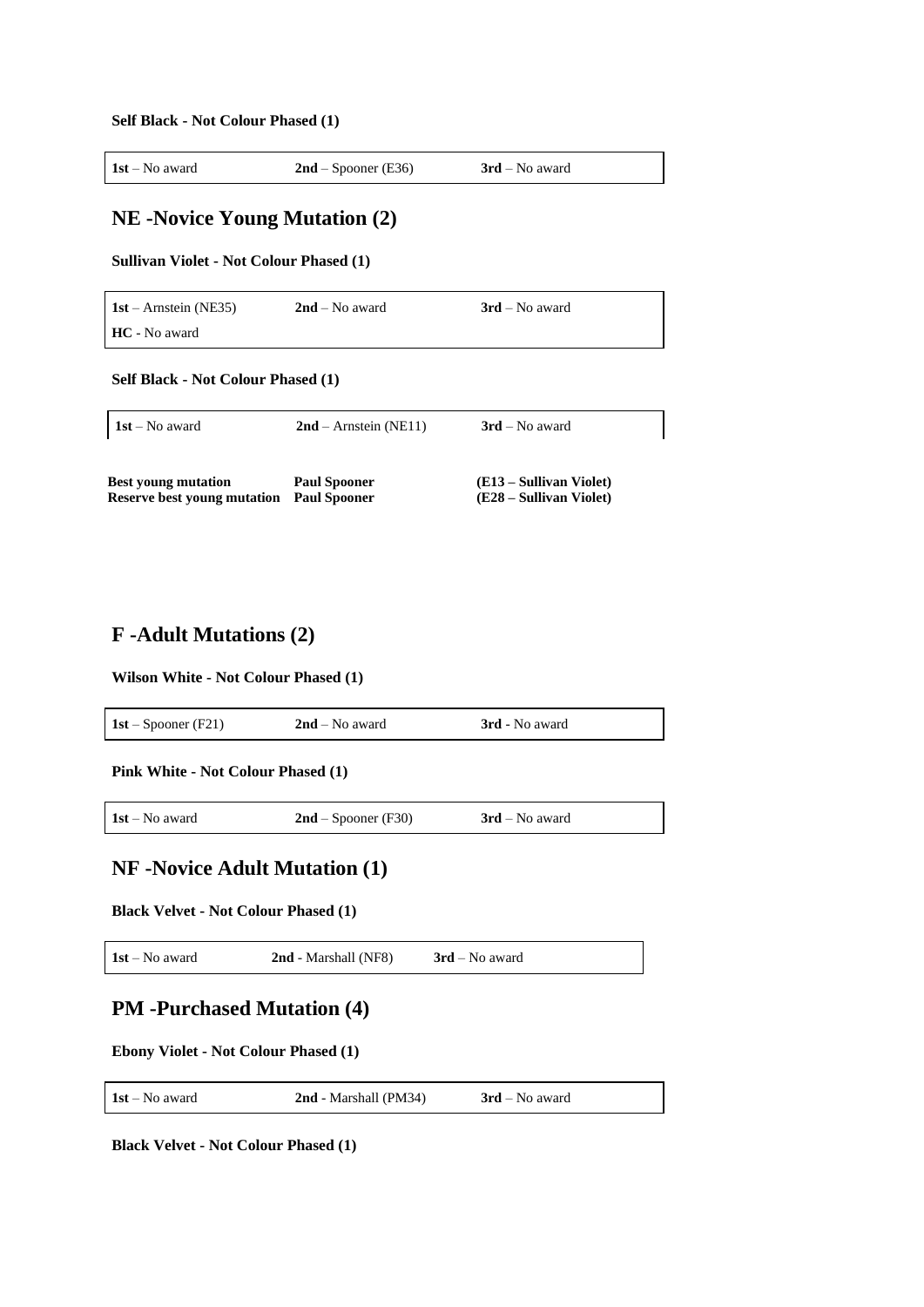**Self Black - Not Colour Phased (1)**

| **1st** – No award | **2nd** – Spooner (E36) | **3rd** – No award |
|---|---|---|

## NE -Novice Young Mutation (2)

**Sullivan Violet - Not Colour Phased (1)**

| **1st** – Arnstein (NE35) | **2nd** – No award | **3rd** – No award |
|---|---|---|
| **HC** - No award | | |

**Self Black - Not Colour Phased (1)**

| **1st** – No award | **2nd** – Arnstein (NE11) | **3rd** – No award |
|---|---|---|

| **Best young mutation** | **Paul Spooner** | **(E13 – Sullivan Violet)** |
|---|---|---|
| **Reserve best young mutation** | **Paul Spooner** | **(E28 – Sullivan Violet)** |

## F -Adult Mutations (2)

**Wilson White - Not Colour Phased (1)**

| **1st** – Spooner (F21) | **2nd** – No award | **3rd** - No award |
|---|---|---|

**Pink White - Not Colour Phased (1)**

| **1st** – No award | **2nd** – Spooner (F30) | **3rd** – No award |
|---|---|---|

## NF -Novice Adult Mutation (1)

**Black Velvet - Not Colour Phased (1)**

| **1st** – No award | **2nd** - Marshall (NF8) | **3rd** – No award |
|---|---|---|

## PM -Purchased Mutation (4)

**Ebony Violet - Not Colour Phased (1)**

| **1st** – No award | **2nd** - Marshall (PM34) | **3rd** – No award |
|---|---|---|

**Black Velvet - Not Colour Phased (1)**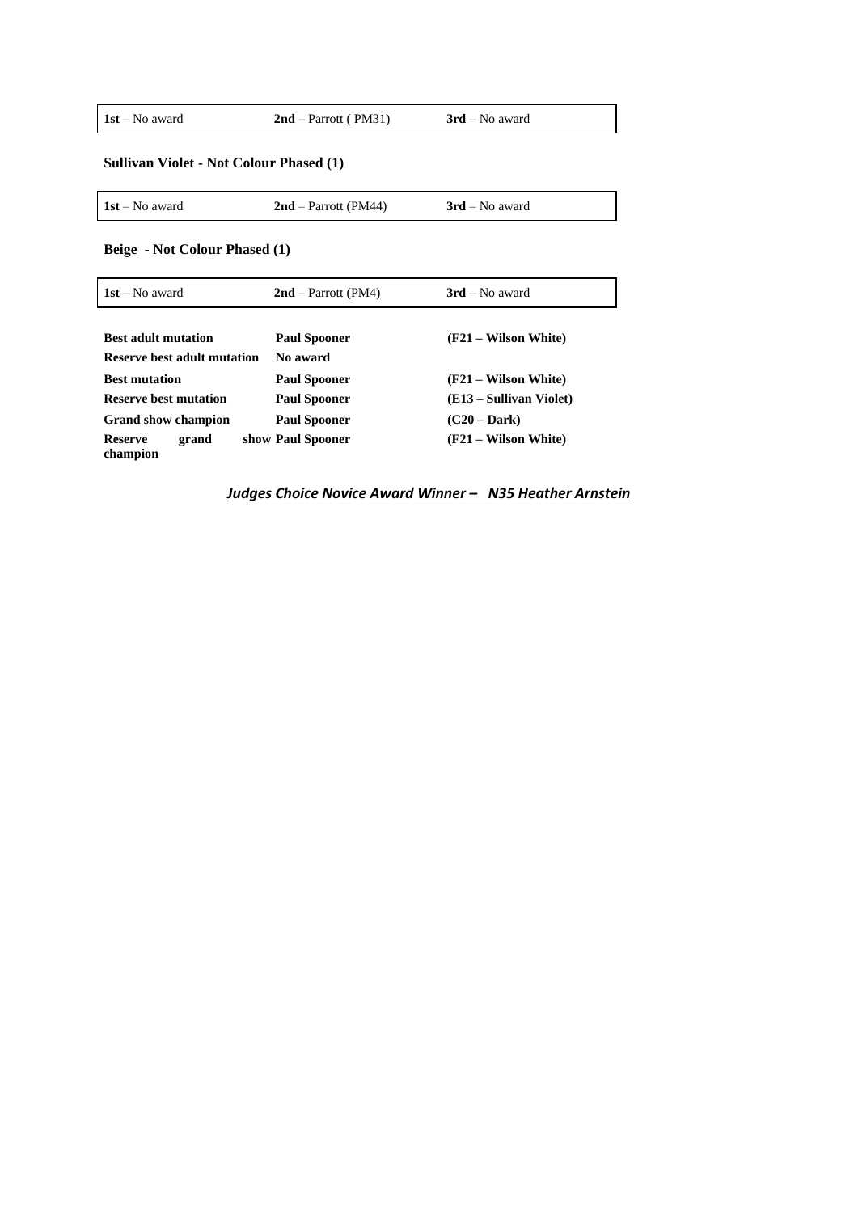| | | |
|---|---|---|
| **1st** – No award | **2nd** – Parrott ( PM31) | **3rd** – No award |

**Sullivan Violet - Not Colour Phased (1)**

| | | |
|---|---|---|
| **1st** – No award | **2nd** – Parrott (PM44) | **3rd** – No award |

**Beige - Not Colour Phased (1)**

| | | |
|---|---|---|
| **1st** – No award | **2nd** – Parrott (PM4) | **3rd** – No award |

| | | |
|---|---|---|
| **Best adult mutation** | **Paul Spooner** | **(F21 – Wilson White)** |
| **Reserve best adult mutation** | **No award** | |
| **Best mutation** | **Paul Spooner** | **(F21 – Wilson White)** |
| **Reserve best mutation** | **Paul Spooner** | **(E13 – Sullivan Violet)** |
| **Grand show champion** | **Paul Spooner** | **(C20 – Dark)** |
| **Reserve grand show champion** | **Paul Spooner** | **(F21 – Wilson White)** |

***Judges Choice Novice Award Winner – N35 Heather Arnstein***